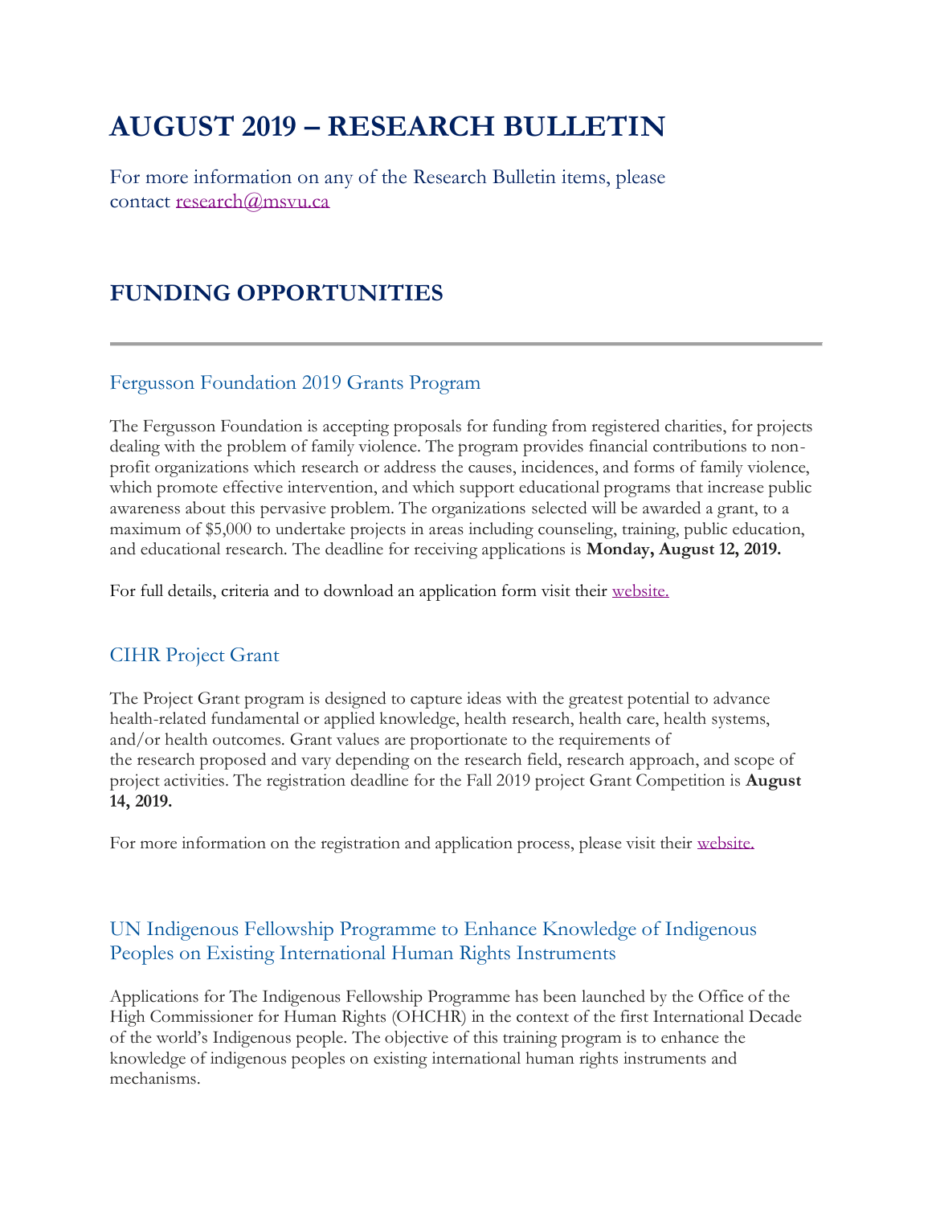# AUGUST 2019 – RESEARCH BULLETIN

For more information on any of the Research Bulletin items, please contact research@msvu.ca

## FUNDING OPPORTUNITIES

---

### Fergusson Foundation 2019 Grants Program

The Fergusson Foundation is accepting proposals for funding from registered charities, for projects dealing with the problem of family violence. The program provides financial contributions to non-profit organizations which research or address the causes, incidences, and forms of family violence, which promote effective intervention, and which support educational programs that increase public awareness about this pervasive problem. The organizations selected will be awarded a grant, to a maximum of $5,000 to undertake projects in areas including counseling, training, public education, and educational research. The deadline for receiving applications is **Monday, August 12, 2019.**

For full details, criteria and to download an application form visit their website.

### CIHR Project Grant

The Project Grant program is designed to capture ideas with the greatest potential to advance health-related fundamental or applied knowledge, health research, health care, health systems, and/or health outcomes. Grant values are proportionate to the requirements of the research proposed and vary depending on the research field, research approach, and scope of project activities. The registration deadline for the Fall 2019 project Grant Competition is **August 14, 2019.**

For more information on the registration and application process, please visit their website.

### UN Indigenous Fellowship Programme to Enhance Knowledge of Indigenous Peoples on Existing International Human Rights Instruments

Applications for The Indigenous Fellowship Programme has been launched by the Office of the High Commissioner for Human Rights (OHCHR) in the context of the first International Decade of the world's Indigenous people. The objective of this training program is to enhance the knowledge of indigenous peoples on existing international human rights instruments and mechanisms.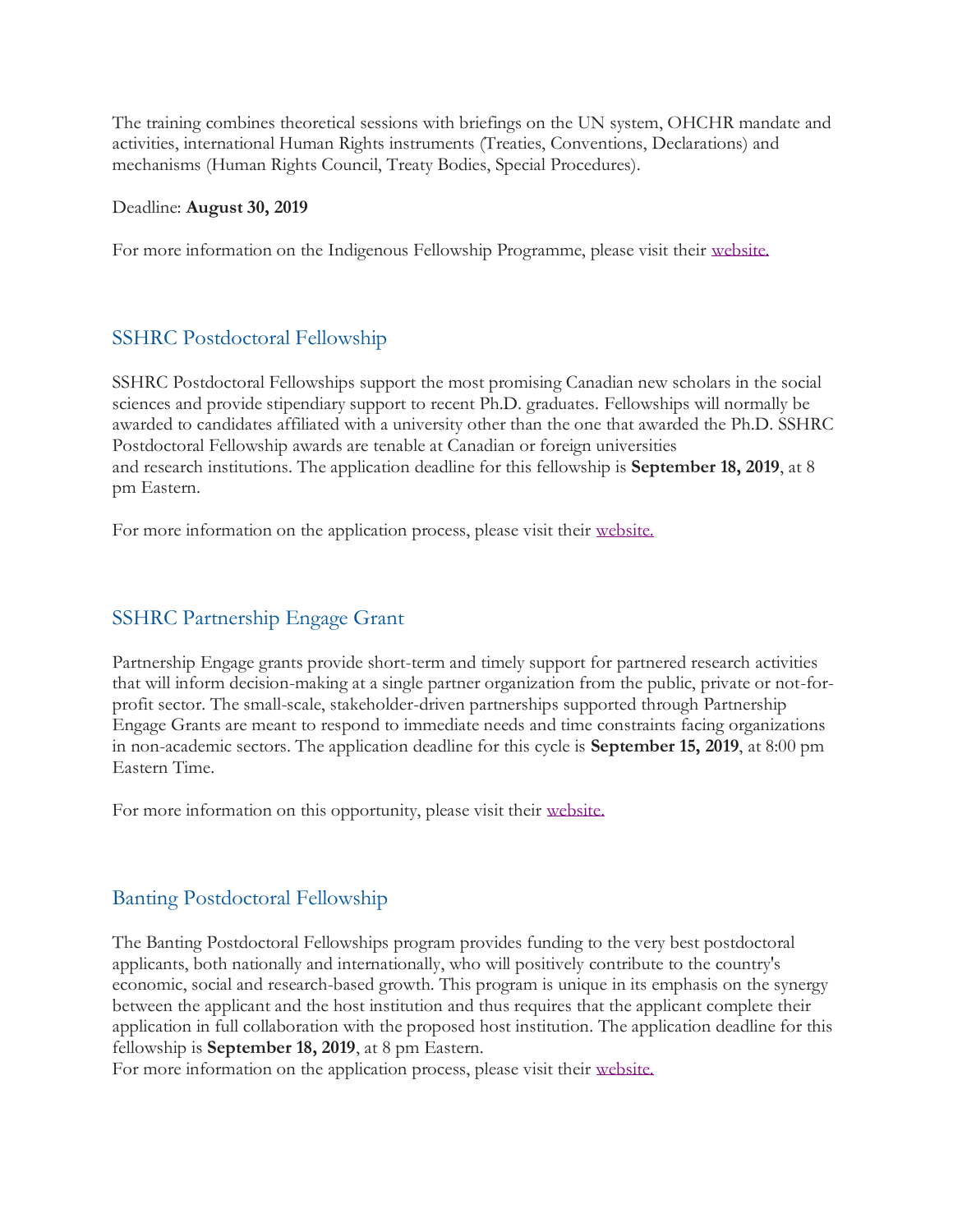The training combines theoretical sessions with briefings on the UN system, OHCHR mandate and activities, international Human Rights instruments (Treaties, Conventions, Declarations) and mechanisms (Human Rights Council, Treaty Bodies, Special Procedures).

Deadline: **August 30, 2019**

For more information on the Indigenous Fellowship Programme, please visit their [website.]()

## SSHRC Postdoctoral Fellowship

SSHRC Postdoctoral Fellowships support the most promising Canadian new scholars in the social sciences and provide stipendiary support to recent Ph.D. graduates. Fellowships will normally be awarded to candidates affiliated with a university other than the one that awarded the Ph.D. SSHRC Postdoctoral Fellowship awards are tenable at Canadian or foreign universities and research institutions. The application deadline for this fellowship is **September 18, 2019**, at 8 pm Eastern.

For more information on the application process, please visit their [website.]()

## SSHRC Partnership Engage Grant

Partnership Engage grants provide short-term and timely support for partnered research activities that will inform decision-making at a single partner organization from the public, private or not-for-profit sector. The small-scale, stakeholder-driven partnerships supported through Partnership Engage Grants are meant to respond to immediate needs and time constraints facing organizations in non-academic sectors. The application deadline for this cycle is **September 15, 2019**, at 8:00 pm Eastern Time.

For more information on this opportunity, please visit their [website.]()

## Banting Postdoctoral Fellowship

The Banting Postdoctoral Fellowships program provides funding to the very best postdoctoral applicants, both nationally and internationally, who will positively contribute to the country's economic, social and research-based growth. This program is unique in its emphasis on the synergy between the applicant and the host institution and thus requires that the applicant complete their application in full collaboration with the proposed host institution. The application deadline for this fellowship is **September 18, 2019**, at 8 pm Eastern.

For more information on the application process, please visit their [website.]()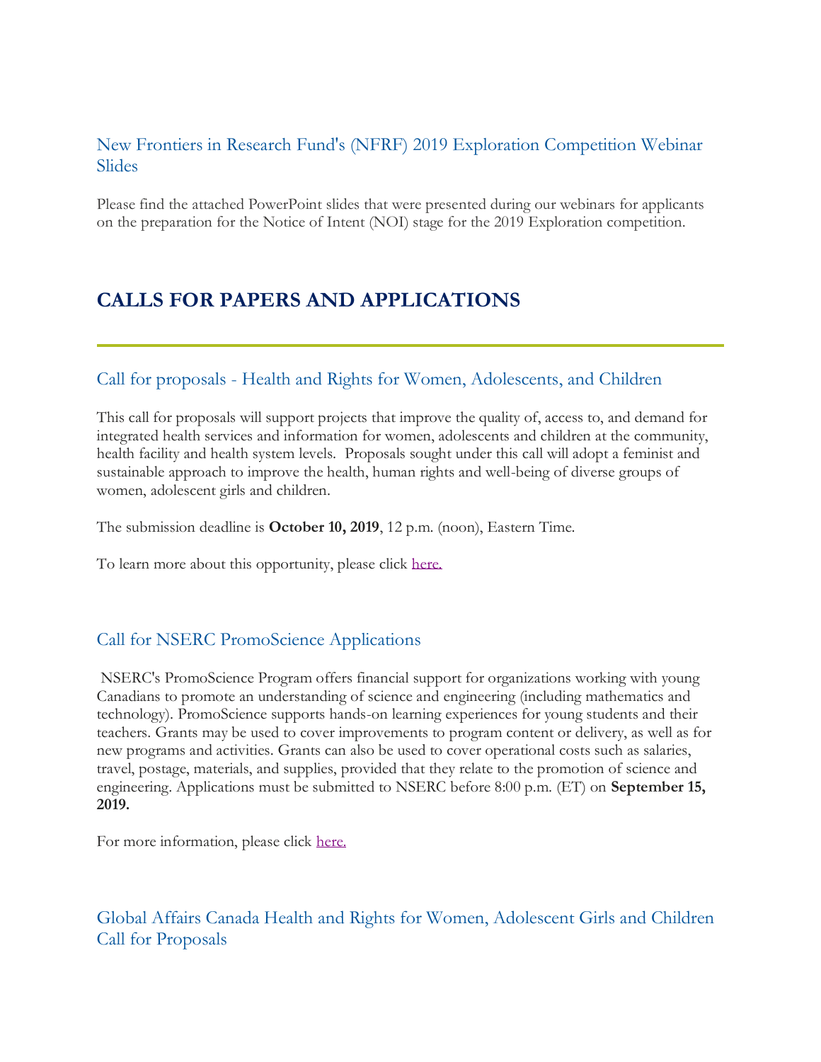### New Frontiers in Research Fund's (NFRF) 2019 Exploration Competition Webinar Slides

Please find the attached PowerPoint slides that were presented during our webinars for applicants on the preparation for the Notice of Intent (NOI) stage for the 2019 Exploration competition.

## CALLS FOR PAPERS AND APPLICATIONS

### Call for proposals - Health and Rights for Women, Adolescents, and Children

This call for proposals will support projects that improve the quality of, access to, and demand for integrated health services and information for women, adolescents and children at the community, health facility and health system levels. Proposals sought under this call will adopt a feminist and sustainable approach to improve the health, human rights and well-being of diverse groups of women, adolescent girls and children.

The submission deadline is **October 10, 2019**, 12 p.m. (noon), Eastern Time.

To learn more about this opportunity, please click here.

### Call for NSERC PromoScience Applications

NSERC's PromoScience Program offers financial support for organizations working with young Canadians to promote an understanding of science and engineering (including mathematics and technology). PromoScience supports hands-on learning experiences for young students and their teachers. Grants may be used to cover improvements to program content or delivery, as well as for new programs and activities. Grants can also be used to cover operational costs such as salaries, travel, postage, materials, and supplies, provided that they relate to the promotion of science and engineering. Applications must be submitted to NSERC before 8:00 p.m. (ET) on **September 15, 2019.**

For more information, please click here.

### Global Affairs Canada Health and Rights for Women, Adolescent Girls and Children Call for Proposals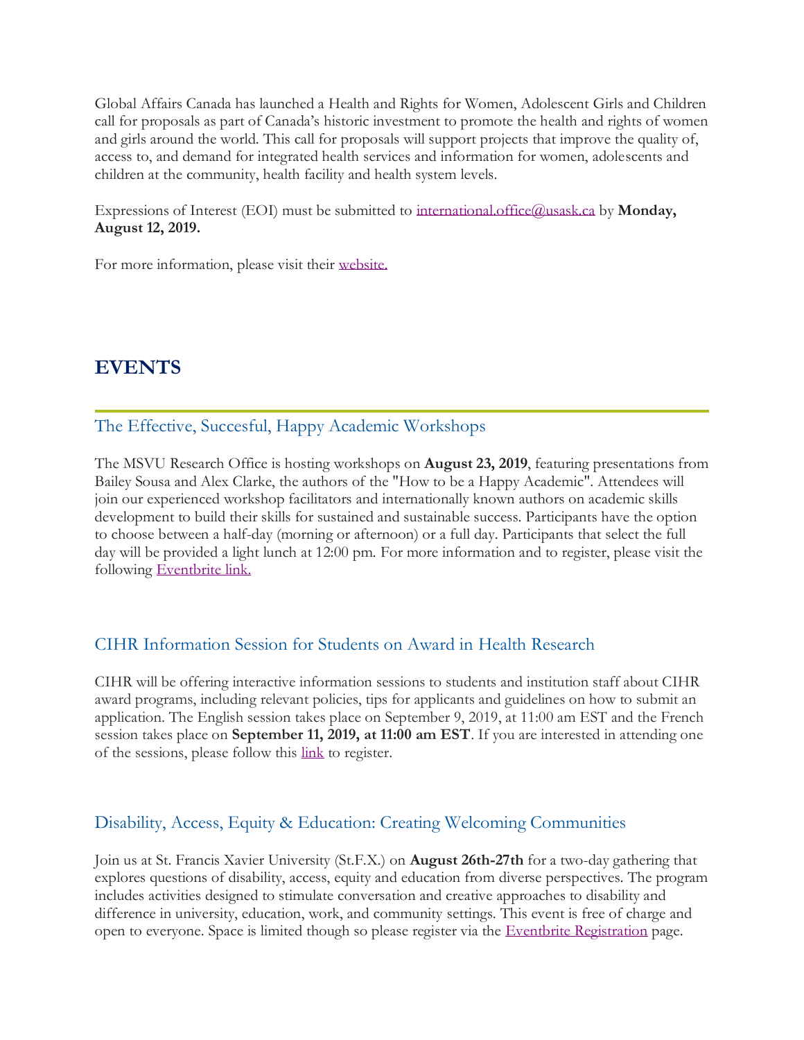Global Affairs Canada has launched a Health and Rights for Women, Adolescent Girls and Children call for proposals as part of Canada's historic investment to promote the health and rights of women and girls around the world. This call for proposals will support projects that improve the quality of, access to, and demand for integrated health services and information for women, adolescents and children at the community, health facility and health system levels.

Expressions of Interest (EOI) must be submitted to international.office@usask.ca by **Monday, August 12, 2019.**

For more information, please visit their website.

# EVENTS

## The Effective, Succesful, Happy Academic Workshops

The MSVU Research Office is hosting workshops on **August 23, 2019**, featuring presentations from Bailey Sousa and Alex Clarke, the authors of the "How to be a Happy Academic". Attendees will join our experienced workshop facilitators and internationally known authors on academic skills development to build their skills for sustained and sustainable success. Participants have the option to choose between a half-day (morning or afternoon) or a full day. Participants that select the full day will be provided a light lunch at 12:00 pm. For more information and to register, please visit the following Eventbrite link.

## CIHR Information Session for Students on Award in Health Research

CIHR will be offering interactive information sessions to students and institution staff about CIHR award programs, including relevant policies, tips for applicants and guidelines on how to submit an application. The English session takes place on September 9, 2019, at 11:00 am EST and the French session takes place on **September 11, 2019, at 11:00 am EST**. If you are interested in attending one of the sessions, please follow this link to register.

## Disability, Access, Equity & Education: Creating Welcoming Communities

Join us at St. Francis Xavier University (St.F.X.) on **August 26th-27th** for a two-day gathering that explores questions of disability, access, equity and education from diverse perspectives. The program includes activities designed to stimulate conversation and creative approaches to disability and difference in university, education, work, and community settings. This event is free of charge and open to everyone. Space is limited though so please register via the Eventbrite Registration page.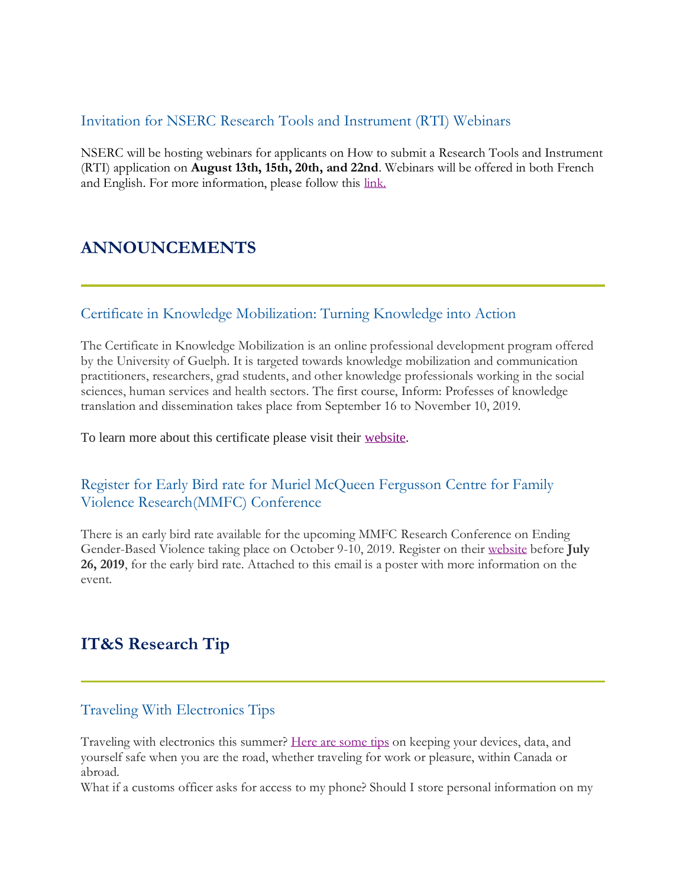### Invitation for NSERC Research Tools and Instrument (RTI) Webinars

NSERC will be hosting webinars for applicants on How to submit a Research Tools and Instrument (RTI) application on **August 13th, 15th, 20th, and 22nd**. Webinars will be offered in both French and English. For more information, please follow this link.

## ANNOUNCEMENTS

---

### Certificate in Knowledge Mobilization: Turning Knowledge into Action

The Certificate in Knowledge Mobilization is an online professional development program offered by the University of Guelph. It is targeted towards knowledge mobilization and communication practitioners, researchers, grad students, and other knowledge professionals working in the social sciences, human services and health sectors. The first course, Inform: Professes of knowledge translation and dissemination takes place from September 16 to November 10, 2019.

To learn more about this certificate please visit their website.

### Register for Early Bird rate for Muriel McQueen Fergusson Centre for Family Violence Research(MMFC) Conference

There is an early bird rate available for the upcoming MMFC Research Conference on Ending Gender-Based Violence taking place on October 9-10, 2019. Register on their website before **July 26, 2019**, for the early bird rate. Attached to this email is a poster with more information on the event.

## IT&S Research Tip

---

### Traveling With Electronics Tips

Traveling with electronics this summer? Here are some tips on keeping your devices, data, and yourself safe when you are the road, whether traveling for work or pleasure, within Canada or abroad.
What if a customs officer asks for access to my phone? Should I store personal information on my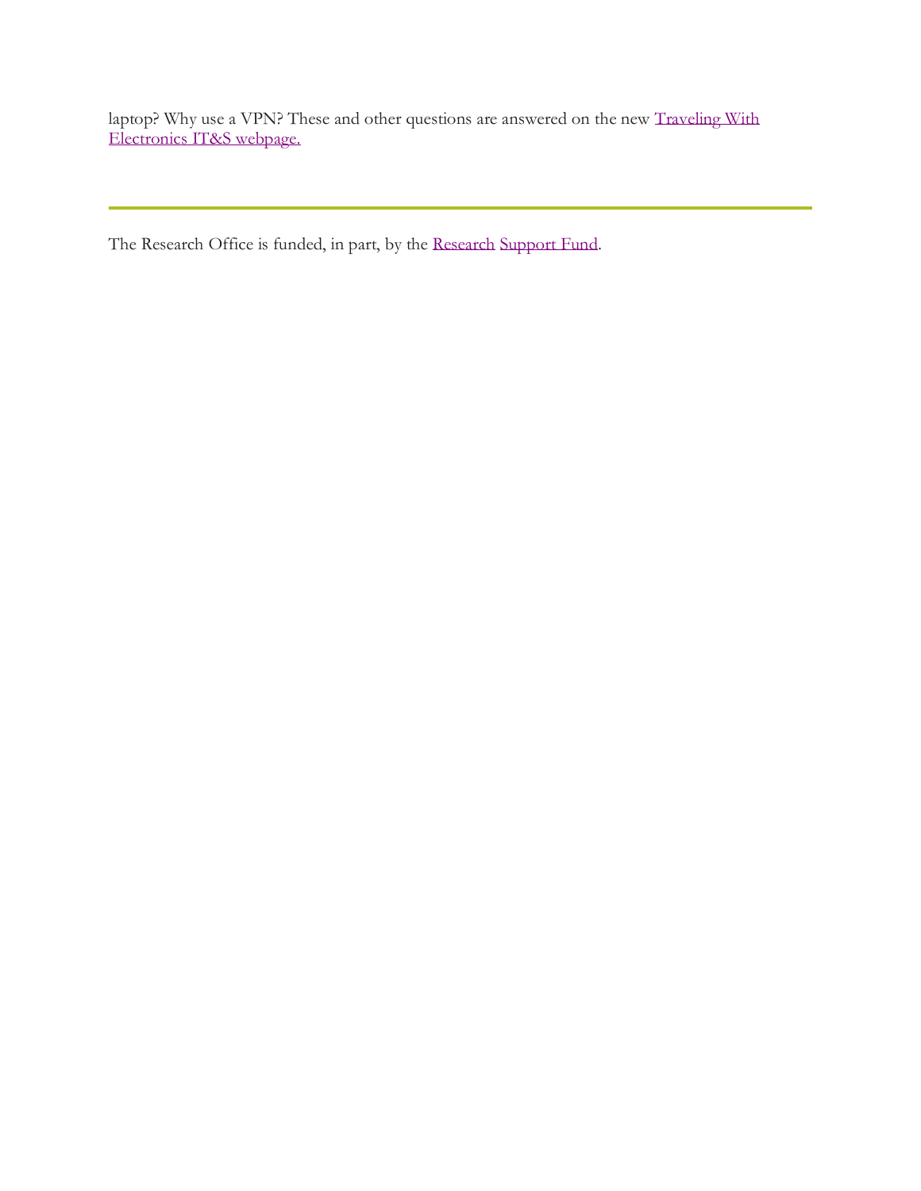laptop? Why use a VPN? These and other questions are answered on the new Traveling With Electronics IT&S webpage.

---

The Research Office is funded, in part, by the Research Support Fund.